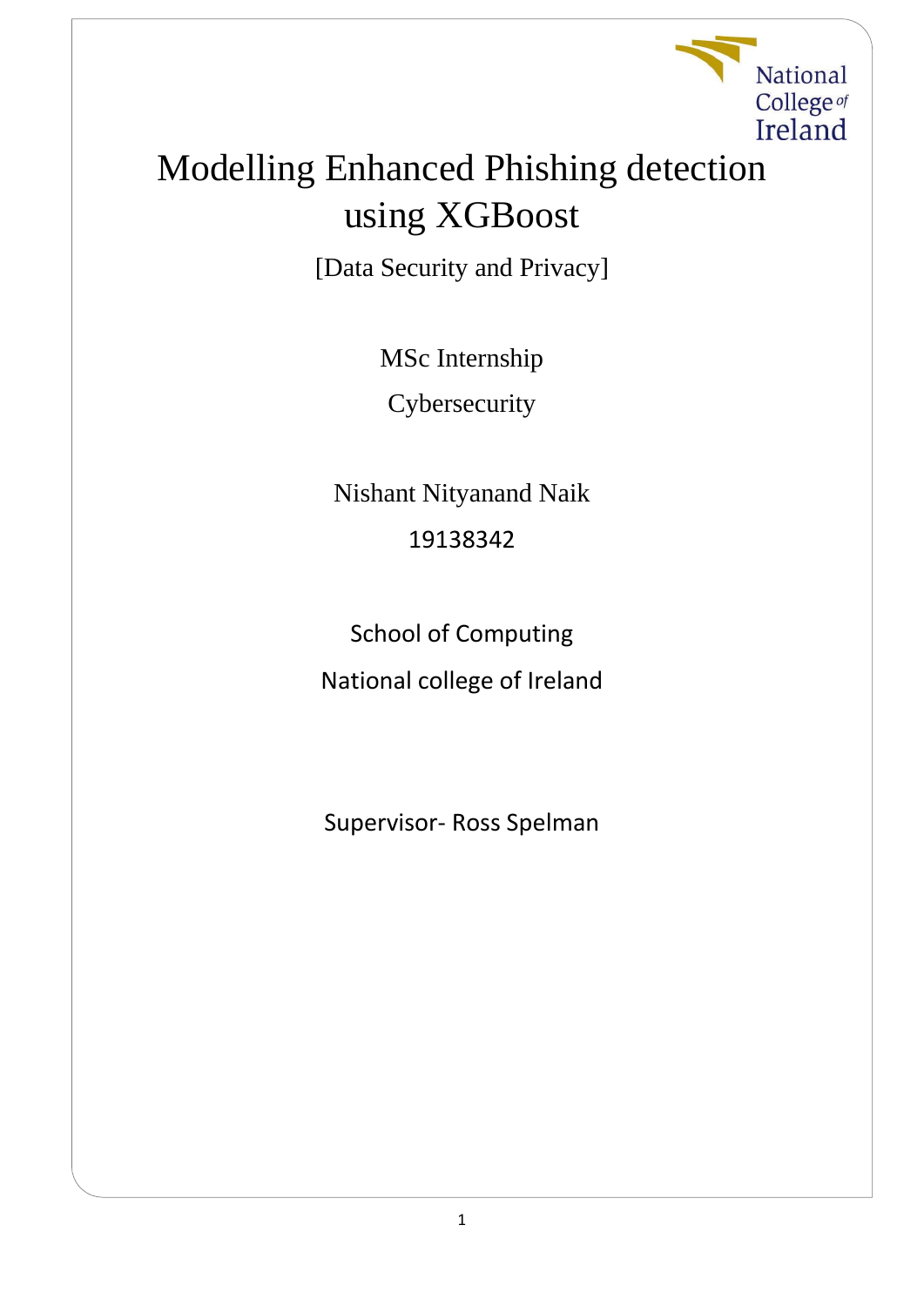# Modelling Enhanced Phishing detection using XGBoost

[Data Security and Privacy]

MSc Internship

Cybersecurity

Nishant Nityanand Naik

19138342

School of Computing

National college of Ireland

Supervisor- Ross Spelman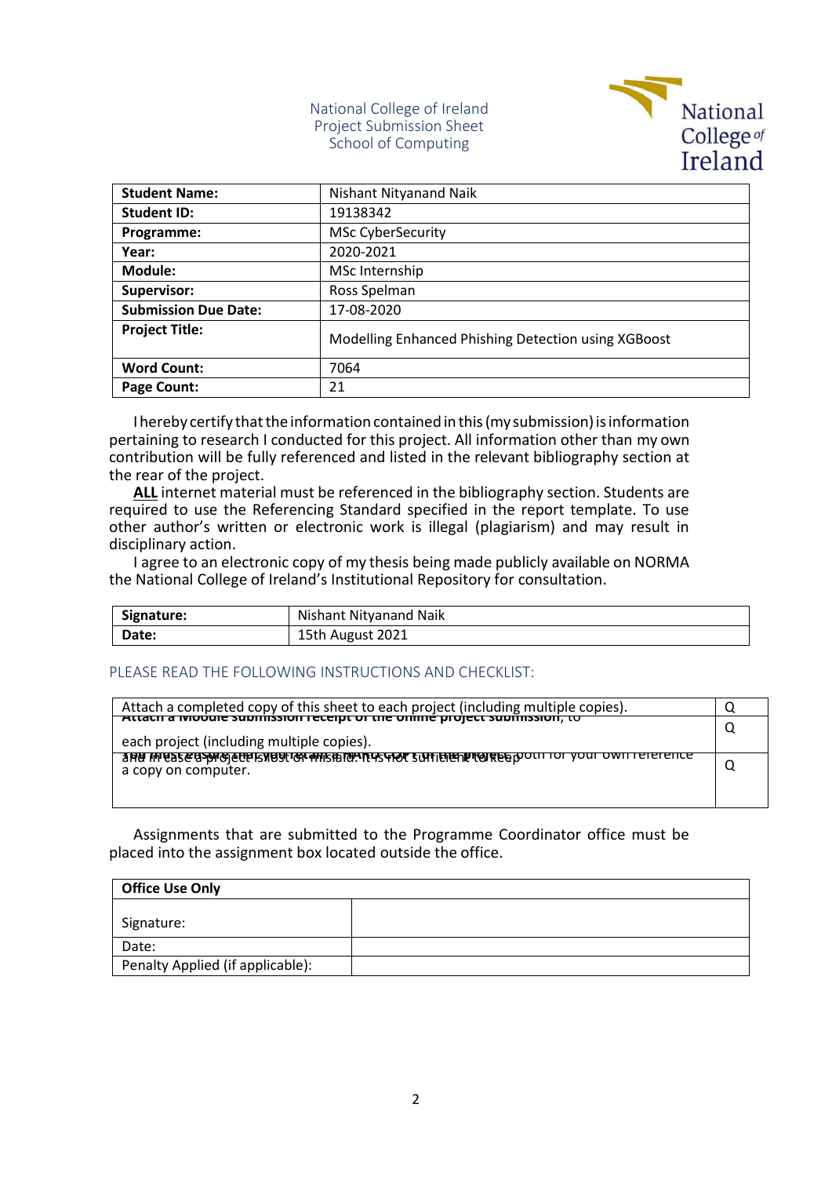National College of Ireland
Project Submission Sheet
School of Computing

National College of Ireland

| | |
|---|---|
| **Student Name:** | Nishant Nityanand Naik |
| **Student ID:** | 19138342 |
| **Programme:** | MSc CyberSecurity |
| **Year:** | 2020-2021 |
| **Module:** | MSc Internship |
| **Supervisor:** | Ross Spelman |
| **Submission Due Date:** | 17-08-2020 |
| **Project Title:** | Modelling Enhanced Phishing Detection using XGBoost |
| **Word Count:** | 7064 |
| **Page Count:** | 21 |

I hereby certify that the information contained in this (my submission) is information pertaining to research I conducted for this project. All information other than my own contribution will be fully referenced and listed in the relevant bibliography section at the rear of the project.

**ALL** internet material must be referenced in the bibliography section. Students are required to use the Referencing Standard specified in the report template. To use other author's written or electronic work is illegal (plagiarism) and may result in disciplinary action.

I agree to an electronic copy of my thesis being made publicly available on NORMA the National College of Ireland's Institutional Repository for consultation.

| | |
|---|---|
| **Signature:** | Nishant Nityanand Naik |
| **Date:** | 15th August 2021 |

PLEASE READ THE FOLLOWING INSTRUCTIONS AND CHECKLIST:

| | |
|---|---|
| Attach a completed copy of this sheet to each project (including multiple copies). | Q |
| **Attach a Moodle submission receipt of the online project submission,** to each project (including multiple copies). | Q |
| **You must ensure that you retain a HARD COPY of the project**, both for your own reference and in case a project is lost or mislaid. It is not sufficient to keep a copy on computer. | Q |

Assignments that are submitted to the Programme Coordinator office must be placed into the assignment box located outside the office.

| **Office Use Only** | |
|---|---|
| Signature: | |
| Date: | |
| Penalty Applied (if applicable): | |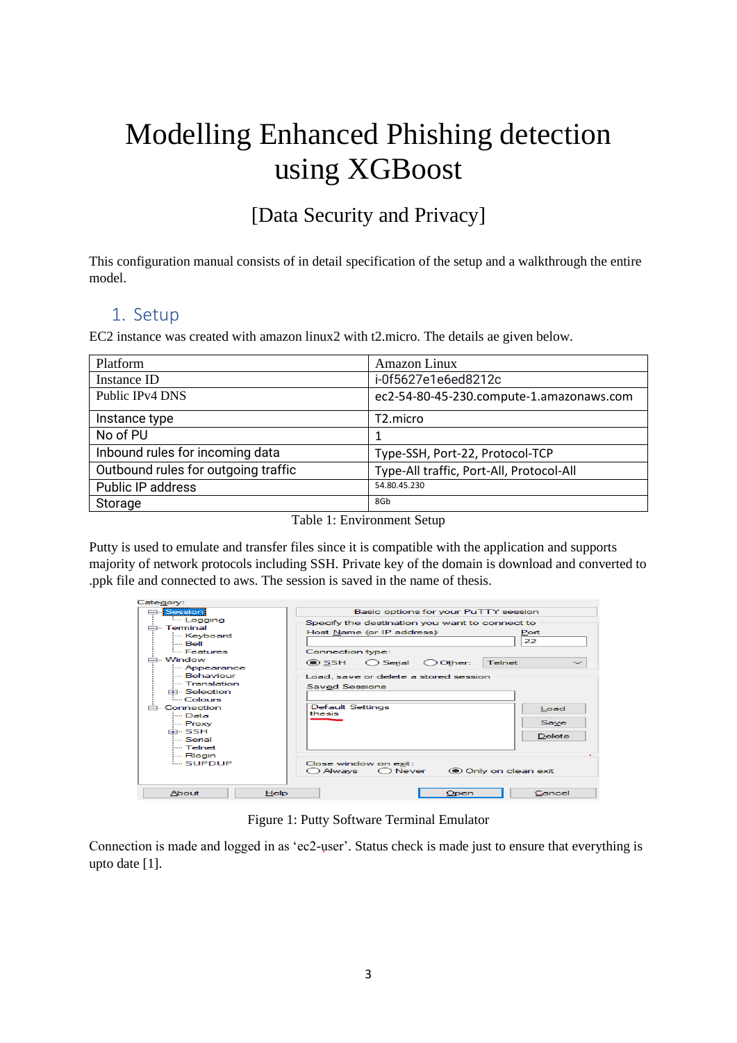# Modelling Enhanced Phishing detection using XGBoost

## [Data Security and Privacy]

This configuration manual consists of in detail specification of the setup and a walkthrough the entire model.

## 1. Setup

EC2 instance was created with amazon linux2 with t2.micro. The details ae given below.

| | |
|---|---|
| Platform | Amazon Linux |
| Instance ID | i-0f5627e1e6ed8212c |
| Public IPv4 DNS | ec2-54-80-45-230.compute-1.amazonaws.com |
| Instance type | T2.micro |
| No of PU | 1 |
| Inbound rules for incoming data | Type-SSH, Port-22, Protocol-TCP |
| Outbound rules for outgoing traffic | Type-All traffic, Port-All, Protocol-All |
| Public IP address | 54.80.45.230 |
| Storage | 8Gb |

Table 1: Environment Setup

Putty is used to emulate and transfer files since it is compatible with the application and supports majority of network protocols including SSH. Private key of the domain is download and converted to .ppk file and connected to aws. The session is saved in the name of thesis.

Figure 1: Putty Software Terminal Emulator

Connection is made and logged in as 'ec2-user'. Status check is made just to ensure that everything is upto date [1].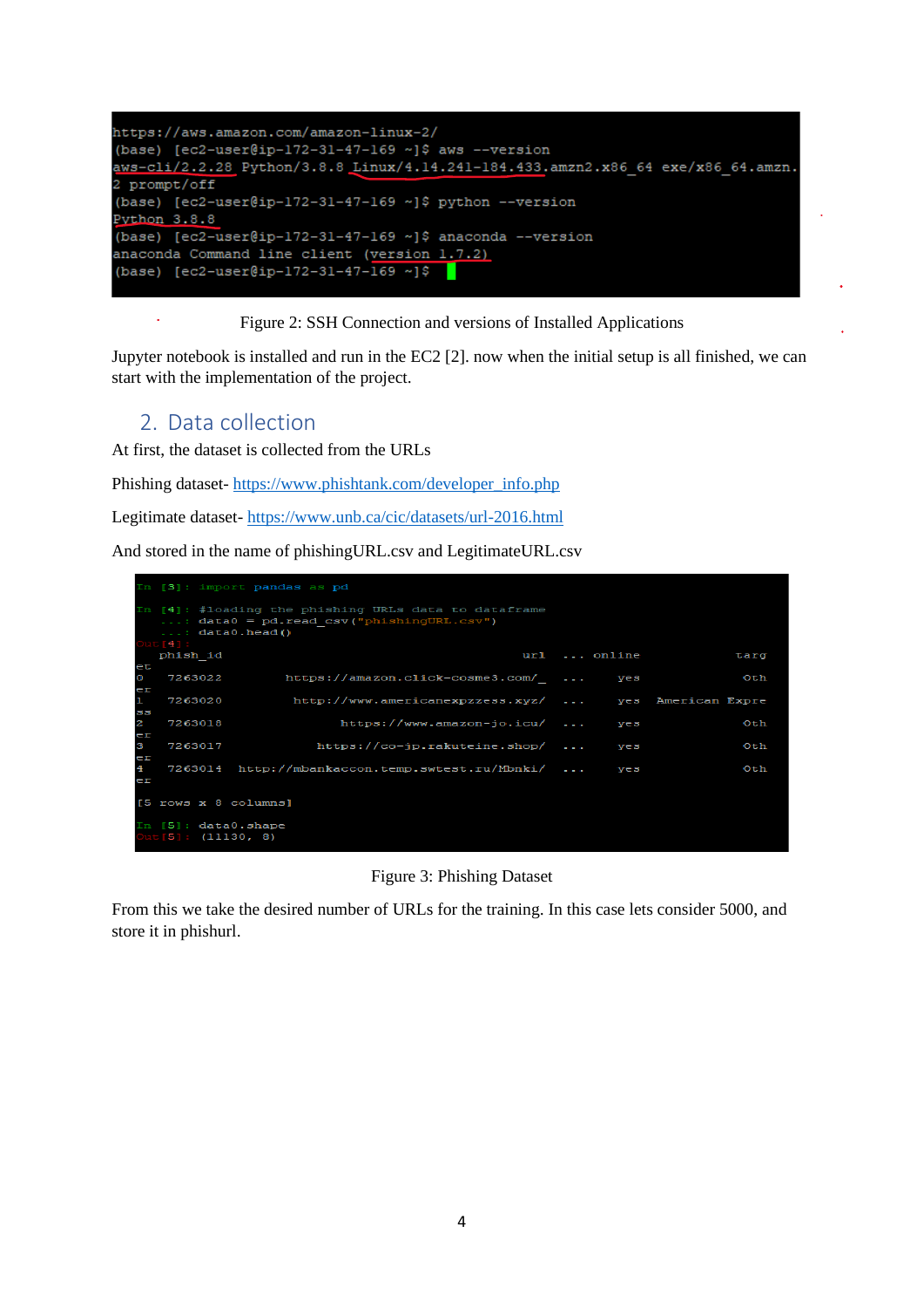```
https://aws.amazon.com/amazon-linux-2/
(base) [ec2-user@ip-172-31-47-169 ~]$ aws --version
aws-cli/2.2.28 Python/3.8.8 Linux/4.14.241-184.433.amzn2.x86_64 exe/x86_64.amzn.
2 prompt/off
(base) [ec2-user@ip-172-31-47-169 ~]$ python --version
Python 3.8.8
(base) [ec2-user@ip-172-31-47-169 ~]$ anaconda --version
anaconda Command line client (version 1.7.2)
(base) [ec2-user@ip-172-31-47-169 ~]$
```

Figure 2: SSH Connection and versions of Installed Applications

Jupyter notebook is installed and run in the EC2 [2]. now when the initial setup is all finished, we can start with the implementation of the project.

## 2. Data collection

At first, the dataset is collected from the URLs

Phishing dataset- https://www.phishtank.com/developer_info.php

Legitimate dataset- https://www.unb.ca/cic/datasets/url-2016.html

And stored in the name of phishingURL.csv and LegitimateURL.csv

```
In [3]: import pandas as pd

In [4]: #loading the phishing URLs data to dataframe
   ...: data0 = pd.read_csv("phishingURL.csv")
   ...: data0.head()
Out[4]:
  phish_id                                        url  ... online                targ
et
0  7263022         https://amazon.click-cosme3.com/_  ...    yes                 Oth
er
1  7263020          http://www.americanexpzzess.xyz/  ...    yes  American Expre
ss
2  7263018               https://www.amazon-jo.icu/  ...    yes                 Oth
er
3  7263017            https://co-jp.rakuteine.shop/  ...    yes                 Oth
er
4  7263014  http://mbankaccon.temp.swtest.ru/Mbnki/  ...    yes                 Oth
er

[5 rows x 8 columns]

In [5]: data0.shape
Out[5]: (11130, 8)
```

Figure 3: Phishing Dataset

From this we take the desired number of URLs for the training. In this case lets consider 5000, and store it in phishurl.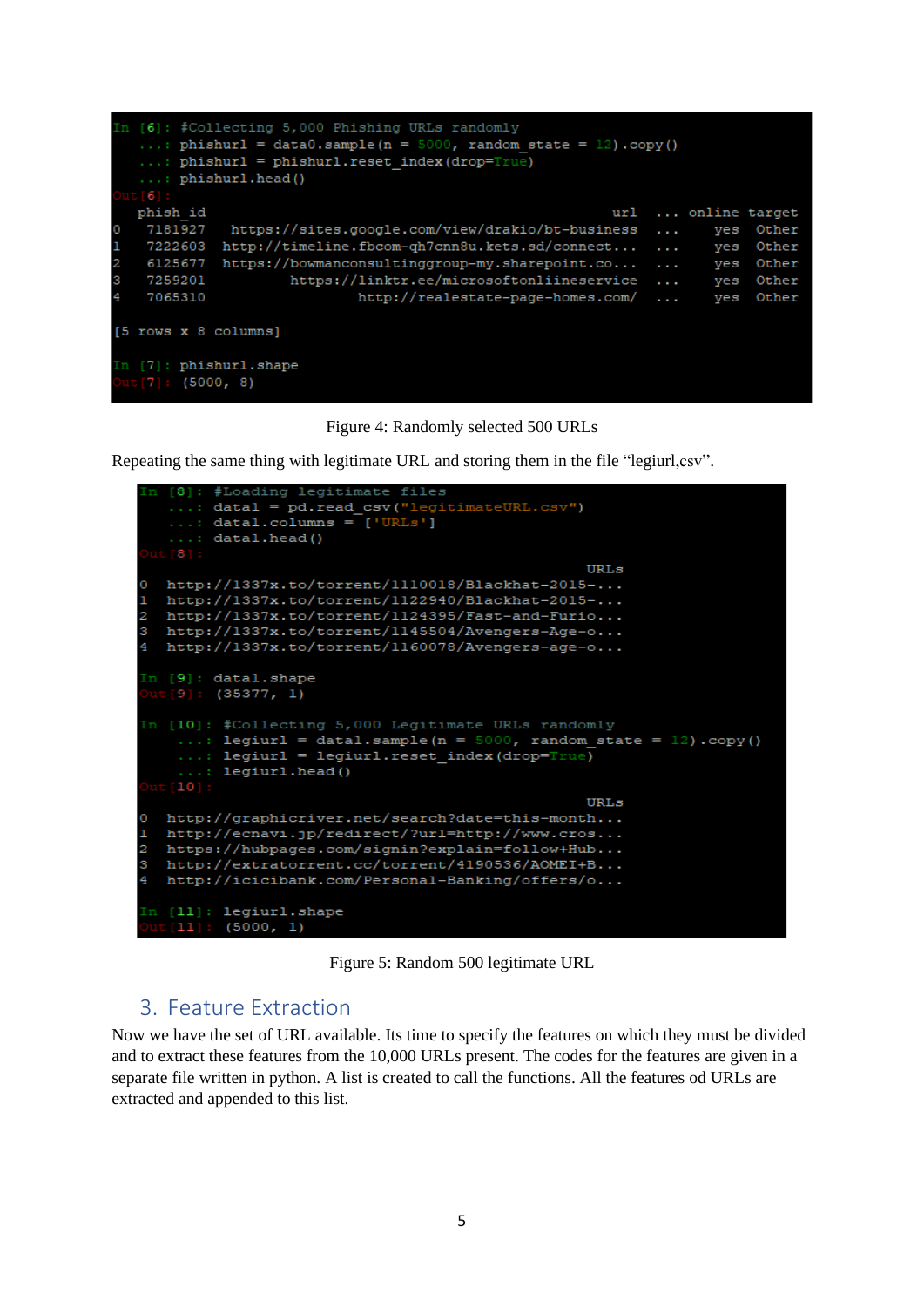```
In [6]: #Collecting 5,000 Phishing URLs randomly
   ...: phishurl = data0.sample(n = 5000, random_state = 12).copy()
   ...: phishurl = phishurl.reset_index(drop=True)
   ...: phishurl.head()
Out[6]:
   phish_id                                                url  ... online target
0   7181927   https://sites.google.com/view/drakio/bt-business  ...    yes  Other
1   7222603  http://timeline.fbcom-qh7cnn8u.kets.sd/connect...  ...    yes  Other
2   6125677  https://bowmanconsultinggroup-my.sharepoint.co...  ...    yes  Other
3   7259201          https://linktr.ee/microsoftonliineservice  ...    yes  Other
4   7065310                  http://realestate-page-homes.com/  ...    yes  Other

[5 rows x 8 columns]

In [7]: phishurl.shape
Out[7]: (5000, 8)
```

Figure 4: Randomly selected 500 URLs

Repeating the same thing with legitimate URL and storing them in the file “legiurl,csv”.

```
In [8]: #Loading legitimate files
   ...: data1 = pd.read_csv("legitimateURL.csv")
   ...: data1.columns = ['URLs']
   ...: data1.head()
Out[8]:
                                                URLs
0  http://1337x.to/torrent/1110018/Blackhat-2015-...
1  http://1337x.to/torrent/1122940/Blackhat-2015-...
2  http://1337x.to/torrent/1124395/Fast-and-Furio...
3  http://1337x.to/torrent/1145504/Avengers-Age-o...
4  http://1337x.to/torrent/1160078/Avengers-age-o...

In [9]: data1.shape
Out[9]: (35377, 1)

In [10]: #Collecting 5,000 Legitimate URLs randomly
    ...: legiurl = data1.sample(n = 5000, random_state = 12).copy()
    ...: legiurl = legiurl.reset_index(drop=True)
    ...: legiurl.head()
Out[10]:
                                                URLs
0  http://graphicriver.net/search?date=this-month...
1  http://ecnavi.jp/redirect/?url=http://www.cros...
2  https://hubpages.com/signin?explain=follow+Hub...
3  http://extratorrent.cc/torrent/4190536/AOMEI+B...
4  http://icicibank.com/Personal-Banking/offers/o...

In [11]: legiurl.shape
Out[11]: (5000, 1)
```

Figure 5: Random 500 legitimate URL

## 3. Feature Extraction

Now we have the set of URL available. Its time to specify the features on which they must be divided and to extract these features from the 10,000 URLs present. The codes for the features are given in a separate file written in python. A list is created to call the functions. All the features od URLs are extracted and appended to this list.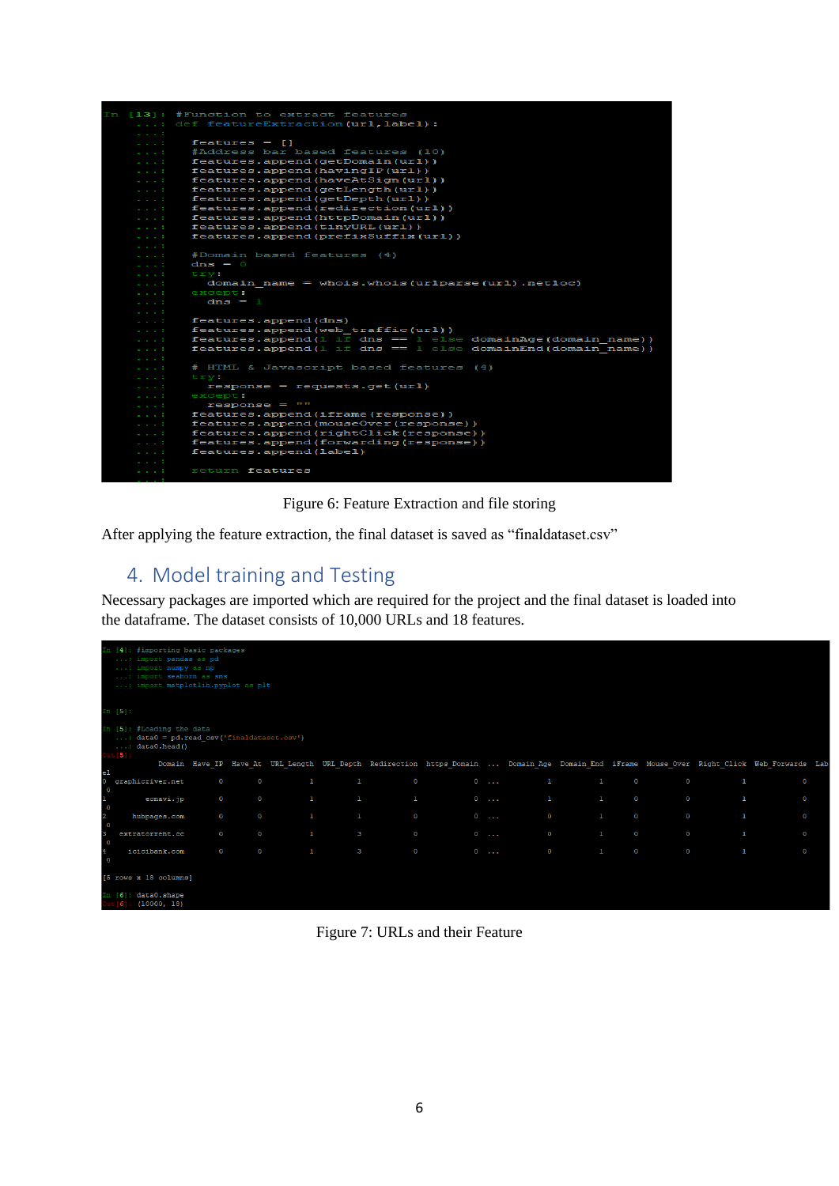```
In [13]: #Function to extract features
    ...: def featureExtraction(url,label):
    ...:
    ...:     features = []
    ...:     #Address bar based features (10)
    ...:     features.append(getDomain(url))
    ...:     features.append(havingIP(url))
    ...:     features.append(haveAtSign(url))
    ...:     features.append(getLength(url))
    ...:     features.append(getDepth(url))
    ...:     features.append(redirection(url))
    ...:     features.append(httpDomain(url))
    ...:     features.append(tinyURL(url))
    ...:     features.append(prefixSuffix(url))
    ...:
    ...:     #Domain based features (4)
    ...:     dns = 0
    ...:     try:
    ...:       domain_name = whois.whois(urlparse(url).netloc)
    ...:     except:
    ...:       dns = 1
    ...:
    ...:     features.append(dns)
    ...:     features.append(web_traffic(url))
    ...:     features.append(1 if dns == 1 else domainAge(domain_name))
    ...:     features.append(1 if dns == 1 else domainEnd(domain_name))
    ...:
    ...:     # HTML & Javascript based features (4)
    ...:     try:
    ...:       response = requests.get(url)
    ...:     except:
    ...:       response = ""
    ...:     features.append(iframe(response))
    ...:     features.append(mouseOver(response))
    ...:     features.append(rightClick(response))
    ...:     features.append(forwarding(response))
    ...:     features.append(label)
    ...:
    ...:     return features
```

Figure 6: Feature Extraction and file storing

After applying the feature extraction, the final dataset is saved as "finaldataset.csv"

## 4. Model training and Testing

Necessary packages are imported which are required for the project and the final dataset is loaded into the dataframe. The dataset consists of 10,000 URLs and 18 features.

```
In [4]: #importing basic packages
   ...: import pandas as pd
   ...: import numpy as np
   ...: import seaborn as sns
   ...: import matplotlib.pyplot as plt

In [5]:

In [5]: #Loading the data
   ...: data0 = pd.read_csv('finaldataset.csv')
   ...: data0.head()
Out[5]:
            Domain  Have_IP  Have_At  URL_Length  URL_Depth  Redirection  https_Domain  ...  Domain_Age  Domain_End  iFrame  Mouse_Over  Right_Click  Web_Forwards  Lab
el
0   graphicriver.net        0        0           1          1            0             0  ...           1           1       0           0            1             0
0
1          ecnavi.jp        0        0           1          1            1             0  ...           1           1       0           0            1             0
0
2       hubpages.com        0        0           1          1            0             0  ...           0           1       0           0            1             0
0
3   extratorrent.cc        0        0           1          3            0             0  ...           0           1       0           0            1             0
0
4       icicibank.com        0        0           1          3            0             0  ...           0           1       0           0            1             0
0

[5 rows x 18 columns]

In [6]: data0.shape
Out[6]: (10000, 18)
```

Figure 7: URLs and their Feature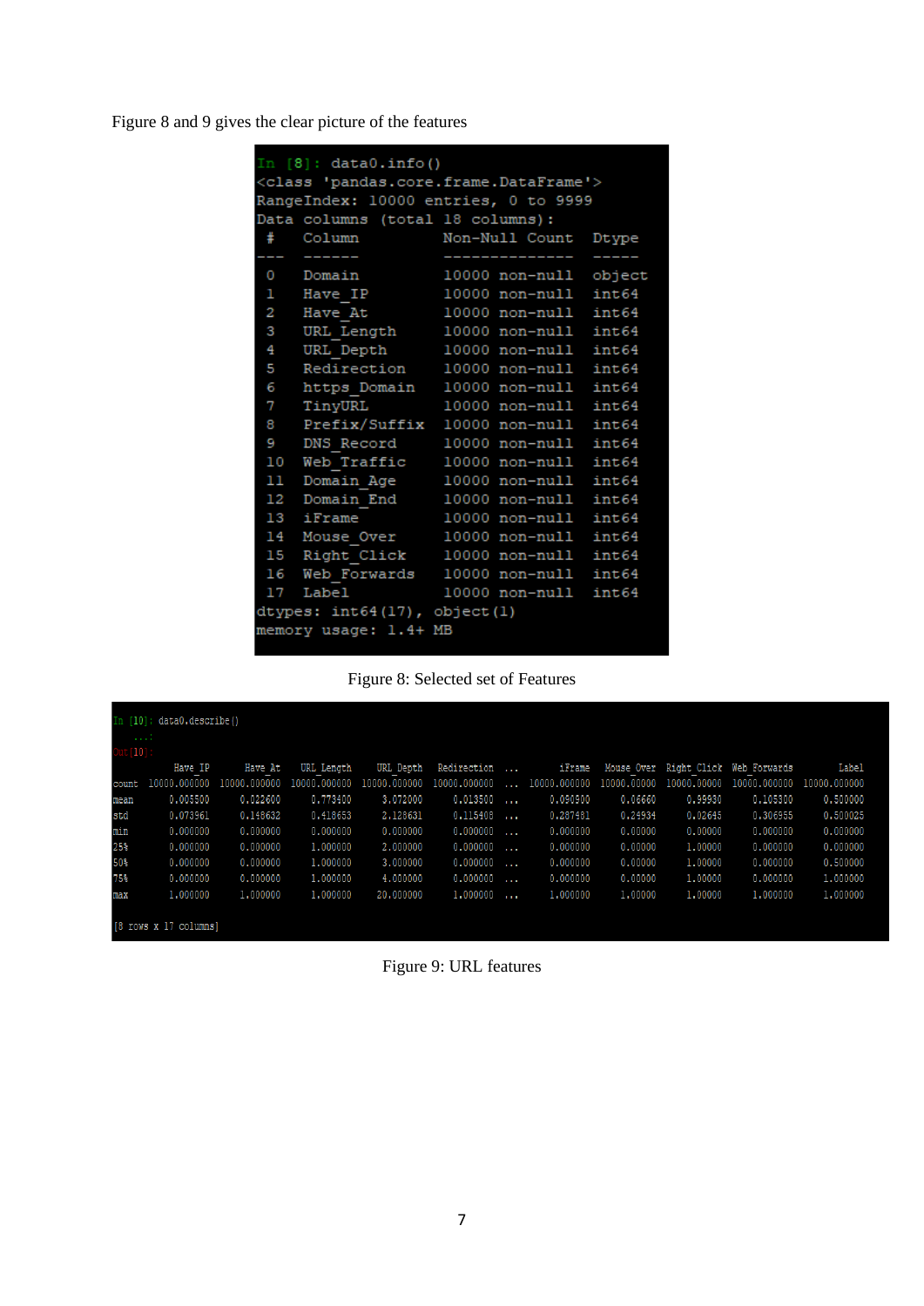Figure 8 and 9 gives the clear picture of the features

```
In [8]: data0.info()
<class 'pandas.core.frame.DataFrame'>
RangeIndex: 10000 entries, 0 to 9999
Data columns (total 18 columns):
 #   Column          Non-Null Count  Dtype
---  ------          --------------  -----
 0   Domain          10000 non-null  object
 1   Have_IP         10000 non-null  int64
 2   Have_At         10000 non-null  int64
 3   URL_Length      10000 non-null  int64
 4   URL_Depth       10000 non-null  int64
 5   Redirection     10000 non-null  int64
 6   https_Domain    10000 non-null  int64
 7   TinyURL         10000 non-null  int64
 8   Prefix/Suffix   10000 non-null  int64
 9   DNS_Record      10000 non-null  int64
 10  Web_Traffic     10000 non-null  int64
 11  Domain_Age      10000 non-null  int64
 12  Domain_End      10000 non-null  int64
 13  iFrame          10000 non-null  int64
 14  Mouse_Over      10000 non-null  int64
 15  Right_Click     10000 non-null  int64
 16  Web_Forwards    10000 non-null  int64
 17  Label           10000 non-null  int64
dtypes: int64(17), object(1)
memory usage: 1.4+ MB
```

Figure 8: Selected set of Features

```
In [10]: data0.describe()
    ...:
Out[10]:
            Have_IP       Have_At    URL_Length     URL_Depth   Redirection  ...        iFrame   Mouse_Over  Right_Click  Web_Forwards         Label
count  10000.000000  10000.000000  10000.000000  10000.000000  10000.000000  ...  10000.000000  10000.00000  10000.00000  10000.000000  10000.000000
mean       0.005500      0.022600      0.773400      3.072000      0.013500  ...      0.090900      0.06660      0.99930      0.105300      0.500000
std        0.073961      0.148632      0.418653      2.128631      0.115408  ...      0.287481      0.24934      0.02645      0.306955      0.500025
min        0.000000      0.000000      0.000000      0.000000      0.000000  ...      0.000000      0.00000      0.00000      0.000000      0.000000
25%        0.000000      0.000000      1.000000      2.000000      0.000000  ...      0.000000      0.00000      1.00000      0.000000      0.000000
50%        0.000000      0.000000      1.000000      3.000000      0.000000  ...      0.000000      0.00000      1.00000      0.000000      0.500000
75%        0.000000      0.000000      1.000000      4.000000      0.000000  ...      0.000000      0.00000      1.00000      0.000000      1.000000
max        1.000000      1.000000      1.000000     20.000000      1.000000  ...      1.000000      1.00000      1.00000      1.000000      1.000000

[8 rows x 17 columns]
```

Figure 9: URL features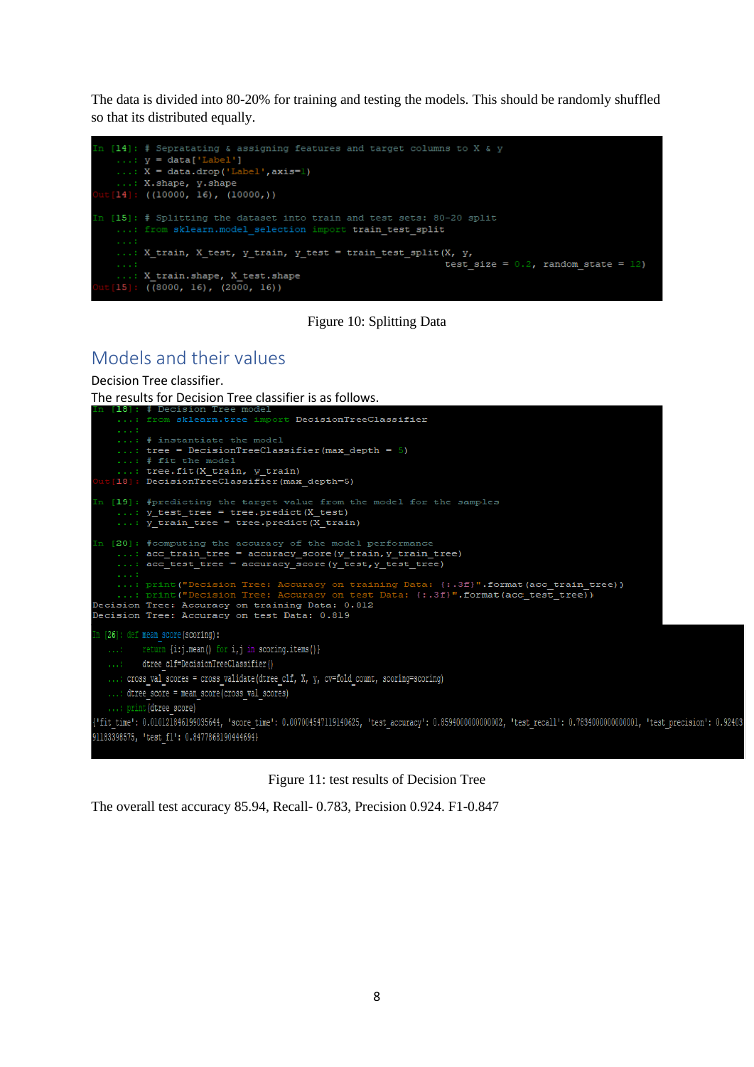The data is divided into 80-20% for training and testing the models. This should be randomly shuffled so that its distributed equally.

```
In [14]: # Seprатating & assigning features and target columns to X & y
    ...: y = data['Label']
    ...: X = data.drop('Label',axis=1)
    ...: X.shape, y.shape
Out[14]: ((10000, 16), (10000,))

In [15]: # Splitting the dataset into train and test sets: 80-20 split
    ...: from sklearn.model_selection import train_test_split
    ...:
    ...: X_train, X_test, y_train, y_test = train_test_split(X, y,
    ...:                                                     test_size = 0.2, random_state = 12)
    ...: X_train.shape, X_test.shape
Out[15]: ((8000, 16), (2000, 16))
```

Figure 10: Splitting Data

## Models and their values

Decision Tree classifier.

The results for Decision Tree classifier is as follows.

```
In [18]: # Decision Tree model
    ...: from sklearn.tree import DecisionTreeClassifier
    ...:
    ...: # instantiate the model
    ...: tree = DecisionTreeClassifier(max_depth = 5)
    ...: # fit the model
    ...: tree.fit(X_train, y_train)
Out[18]: DecisionTreeClassifier(max_depth=5)

In [19]: #predicting the target value from the model for the samples
    ...: y_test_tree = tree.predict(X_test)
    ...: y_train_tree = tree.predict(X_train)

In [20]: #computing the accuracy of the model performance
    ...: acc_train_tree = accuracy_score(y_train,y_train_tree)
    ...: acc_test_tree = accuracy_score(y_test,y_test_tree)
    ...:
    ...: print("Decision Tree: Accuracy on training Data: {:.3f}".format(acc_train_tree))
    ...: print("Decision Tree: Accuracy on test Data: {:.3f}".format(acc_test_tree))
Decision Tree: Accuracy on training Data: 0.812
Decision Tree: Accuracy on test Data: 0.819

In [26]: def mean_score(scoring):
    ...:     return {i:j.mean() for i,j in scoring.items()}
    ...:     dtree_clf=DecisionTreeClassifier()
    ...: cross_val_scores = cross_validate(dtree_clf, X, y, cv=fold_count, scoring=scoring)
    ...: dtree_score = mean_score(cross_val_scores)
    ...: print(dtree_score)
{'fit_time': 0.010121846199035644, 'score_time': 0.007004547119140625, 'test_accuracy': 0.8594000000000002, 'test_recall': 0.7834000000000001, 'test_precision': 0.92403
91183398575, 'test_f1': 0.8477868190444694}
```

Figure 11: test results of Decision Tree

The overall test accuracy 85.94, Recall- 0.783, Precision 0.924. F1-0.847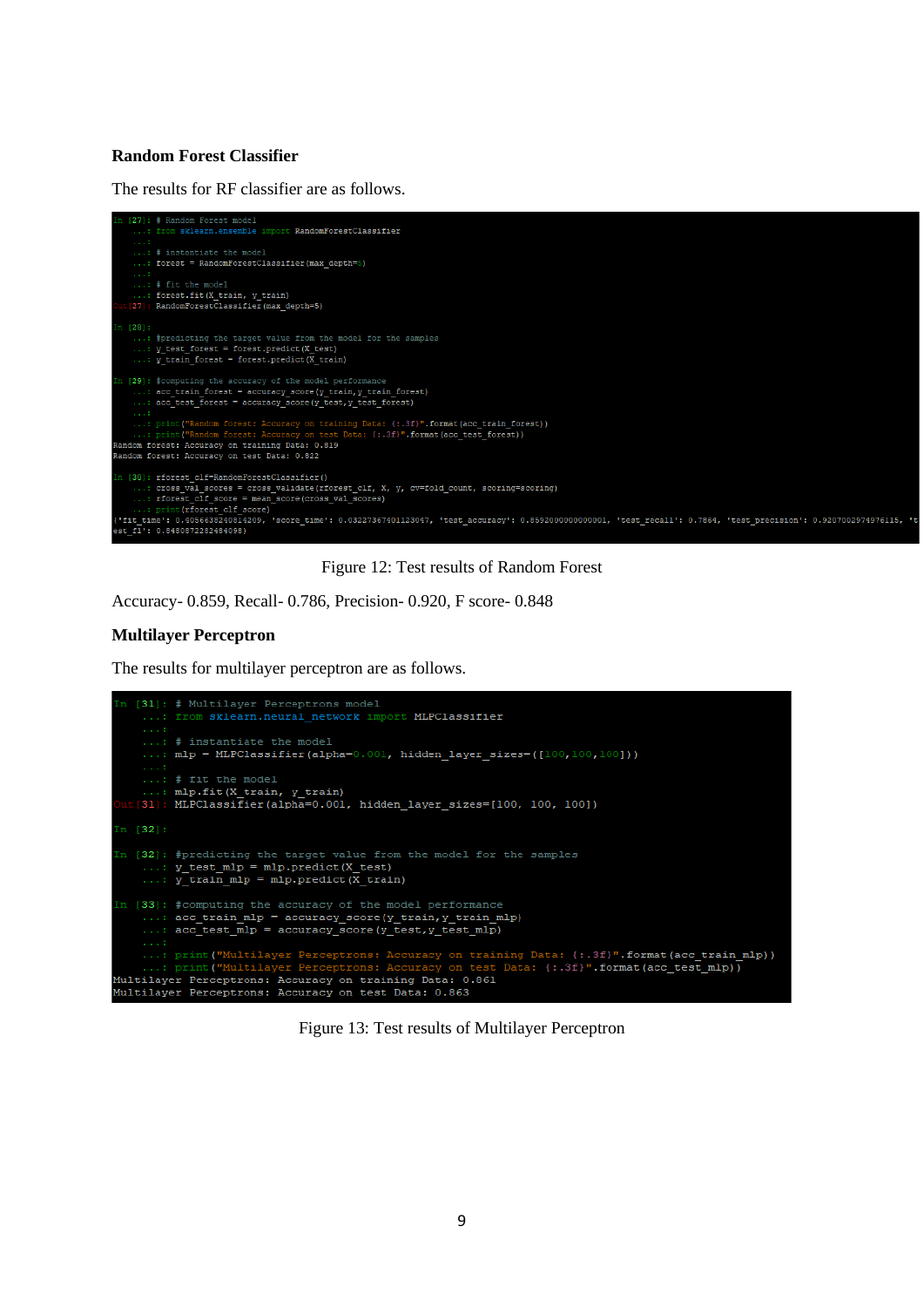**Random Forest Classifier**

The results for RF classifier are as follows.

```
In [27]: # Random Forest model
    ...: from sklearn.ensemble import RandomForestClassifier
    ...:
    ...: # instantiate the model
    ...: forest = RandomForestClassifier(max_depth=5)
    ...:
    ...: # fit the model
    ...: forest.fit(X_train, y_train)
Out[27]: RandomForestClassifier(max_depth=5)

In [28]:
    ...: #predicting the target value from the model for the samples
    ...: y_test_forest = forest.predict(X_test)
    ...: y_train_forest = forest.predict(X_train)

In [29]: #computing the accuracy of the model performance
    ...: acc_train_forest = accuracy_score(y_train,y_train_forest)
    ...: acc_test_forest = accuracy_score(y_test,y_test_forest)
    ...:
    ...: print("Random forest: Accuracy on training Data: {:.3f}".format(acc_train_forest))
    ...: print("Random forest: Accuracy on test Data: {:.3f}".format(acc_test_forest))
Random forest: Accuracy on training Data: 0.819
Random forest: Accuracy on test Data: 0.822

In [30]: rforest_clf=RandomForestClassifier()
    ...: cross_val_scores = cross_validate(rforest_clf, X, y, cv=fold_count, scoring=scoring)
    ...: rforest_clf_score = mean_score(cross_val_scores)
    ...: print(rforest_clf_score)
{'fit_time': 0.4056638240814209, 'score_time': 0.03227367401123047, 'test_accuracy': 0.8592000000000001, 'test_recall': 0.7864, 'test_precision': 0.9207002974976115, 'test_f1': 0.8480872282484098}
```

Figure 12: Test results of Random Forest

Accuracy- 0.859, Recall- 0.786, Precision- 0.920, F score- 0.848

**Multilayer Perceptron**

The results for multilayer perceptron are as follows.

```
In [31]: # Multilayer Perceptrons model
    ...: from sklearn.neural_network import MLPClassifier
    ...:
    ...: # instantiate the model
    ...: mlp = MLPClassifier(alpha=0.001, hidden_layer_sizes=([100,100,100]))
    ...:
    ...: # fit the model
    ...: mlp.fit(X_train, y_train)
Out[31]: MLPClassifier(alpha=0.001, hidden_layer_sizes=[100, 100, 100])

In [32]:

In [32]: #predicting the target value from the model for the samples
    ...: y_test_mlp = mlp.predict(X_test)
    ...: y_train_mlp = mlp.predict(X_train)

In [33]: #computing the accuracy of the model performance
    ...: acc_train_mlp = accuracy_score(y_train,y_train_mlp)
    ...: acc_test_mlp = accuracy_score(y_test,y_test_mlp)
    ...:
    ...: print("Multilayer Perceptrons: Accuracy on training Data: {:.3f}".format(acc_train_mlp))
    ...: print("Multilayer Perceptrons: Accuracy on test Data: {:.3f}".format(acc_test_mlp))
Multilayer Perceptrons: Accuracy on training Data: 0.861
Multilayer Perceptrons: Accuracy on test Data: 0.863
```

Figure 13: Test results of Multilayer Perceptron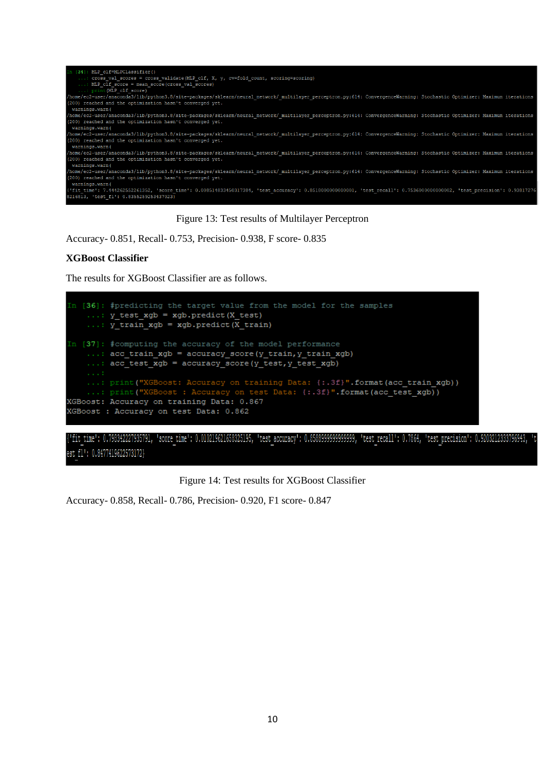```
In [34]: MLP_clf=MLPClassifier()
    ...: cross_val_scores = cross_validate(MLP_clf, X, y, cv=fold_count, scoring=scoring)
    ...: MLP_clf_score = mean_score(cross_val_scores)
    ...: print(MLP_clf_score)
/home/ec2-user/anaconda3/lib/python3.8/site-packages/sklearn/neural_network/_multilayer_perceptron.py:614: ConvergenceWarning: Stochastic Optimizer: Maximum iterations (200) reached and the optimization hasn't converged yet.
  warnings.warn(
/home/ec2-user/anaconda3/lib/python3.8/site-packages/sklearn/neural_network/_multilayer_perceptron.py:614: ConvergenceWarning: Stochastic Optimizer: Maximum iterations (200) reached and the optimization hasn't converged yet.
  warnings.warn(
/home/ec2-user/anaconda3/lib/python3.8/site-packages/sklearn/neural_network/_multilayer_perceptron.py:614: ConvergenceWarning: Stochastic Optimizer: Maximum iterations (200) reached and the optimization hasn't converged yet.
  warnings.warn(
/home/ec2-user/anaconda3/lib/python3.8/site-packages/sklearn/neural_network/_multilayer_perceptron.py:614: ConvergenceWarning: Stochastic Optimizer: Maximum iterations (200) reached and the optimization hasn't converged yet.
  warnings.warn(
/home/ec2-user/anaconda3/lib/python3.8/site-packages/sklearn/neural_network/_multilayer_perceptron.py:614: ConvergenceWarning: Stochastic Optimizer: Maximum iterations (200) reached and the optimization hasn't converged yet.
  warnings.warn(
{'fit_time': 7.444262552261352, 'score_time': 0.008514833450317384, 'test_accuracy': 0.8518000000000001, 'test_recall': 0.7536000000000002, 'test_precision': 0.93817276216813, 'test_f1': 0.8355259253437023}
```

Figure 13: Test results of Multilayer Perceptron

Accuracy- 0.851, Recall- 0.753, Precision- 0.938, F score- 0.835

**XGBoost Classifier**

The results for XGBoost Classifier are as follows.

```
In [36]: #predicting the target value from the model for the samples
    ...: y_test_xgb = xgb.predict(X_test)
    ...: y_train_xgb = xgb.predict(X_train)

In [37]: #computing the accuracy of the model performance
    ...: acc_train_xgb = accuracy_score(y_train,y_train_xgb)
    ...: acc_test_xgb = accuracy_score(y_test,y_test_xgb)
    ...:
    ...: print("XGBoost: Accuracy on training Data: {:.3f}".format(acc_train_xgb))
    ...: print("XGBoost : Accuracy on test Data: {:.3f}".format(acc_test_xgb))
XGBoost: Accuracy on training Data: 0.867
XGBoost : Accuracy on test Data: 0.862
```

```
{'fit_time': 0.798342227935791, 'score_time': 0.010219621658325195, 'test_accuracy': 0.8589999999999999, 'test_recall': 0.7864, 'test_precision': 0.9203212333796943, 'test_f1': 0.8477419622573172}
```

Figure 14: Test results for XGBoost Classifier

Accuracy- 0.858, Recall- 0.786, Precision- 0.920, F1 score- 0.847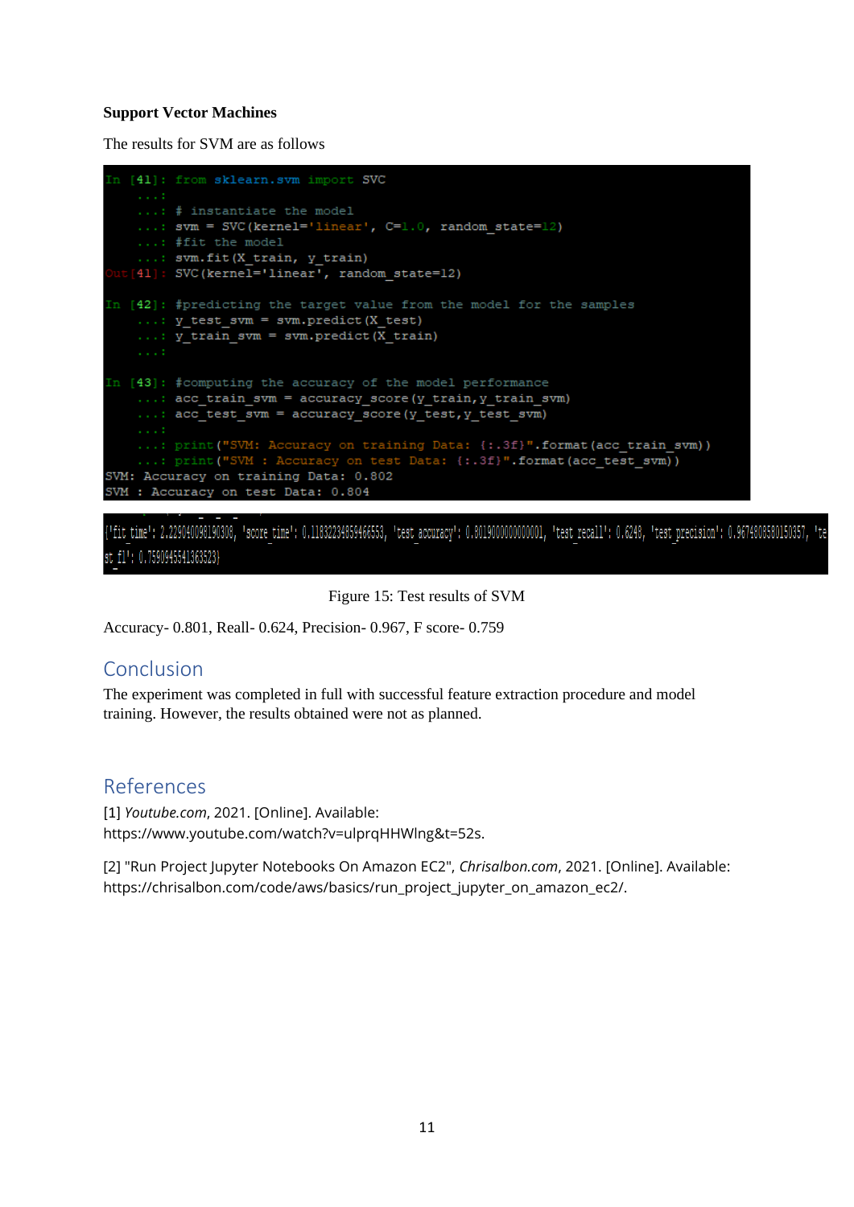**Support Vector Machines**

The results for SVM are as follows

```
In [41]: from sklearn.svm import SVC
    ...:
    ...: # instantiate the model
    ...: svm = SVC(kernel='linear', C=1.0, random_state=12)
    ...: #fit the model
    ...: svm.fit(X_train, y_train)
Out[41]: SVC(kernel='linear', random_state=12)

In [42]: #predicting the target value from the model for the samples
    ...: y_test_svm = svm.predict(X_test)
    ...: y_train_svm = svm.predict(X_train)
    ...:

In [43]: #computing the accuracy of the model performance
    ...: acc_train_svm = accuracy_score(y_train,y_train_svm)
    ...: acc_test_svm = accuracy_score(y_test,y_test_svm)
    ...:
    ...: print("SVM: Accuracy on training Data: {:.3f}".format(acc_train_svm))
    ...: print("SVM : Accuracy on test Data: {:.3f}".format(acc_test_svm))
SVM: Accuracy on training Data: 0.802
SVM : Accuracy on test Data: 0.804
```

```
{'fit_time': 2.229040098190308, 'score_time': 0.11832234859466553, 'test_accuracy': 0.8019000000000001, 'test_recall': 0.6248, 'test_precision': 0.9674808580150357, 'test_f1': 0.7590945541363523}
```

Figure 15: Test results of SVM

Accuracy- 0.801, Reall- 0.624, Precision- 0.967, F score- 0.759

## Conclusion

The experiment was completed in full with successful feature extraction procedure and model training. However, the results obtained were not as planned.

## References

[1] *Youtube.com*, 2021. [Online]. Available: https://www.youtube.com/watch?v=ulprqHHWlng&t=52s.

[2] "Run Project Jupyter Notebooks On Amazon EC2", *Chrisalbon.com*, 2021. [Online]. Available: https://chrisalbon.com/code/aws/basics/run_project_jupyter_on_amazon_ec2/.